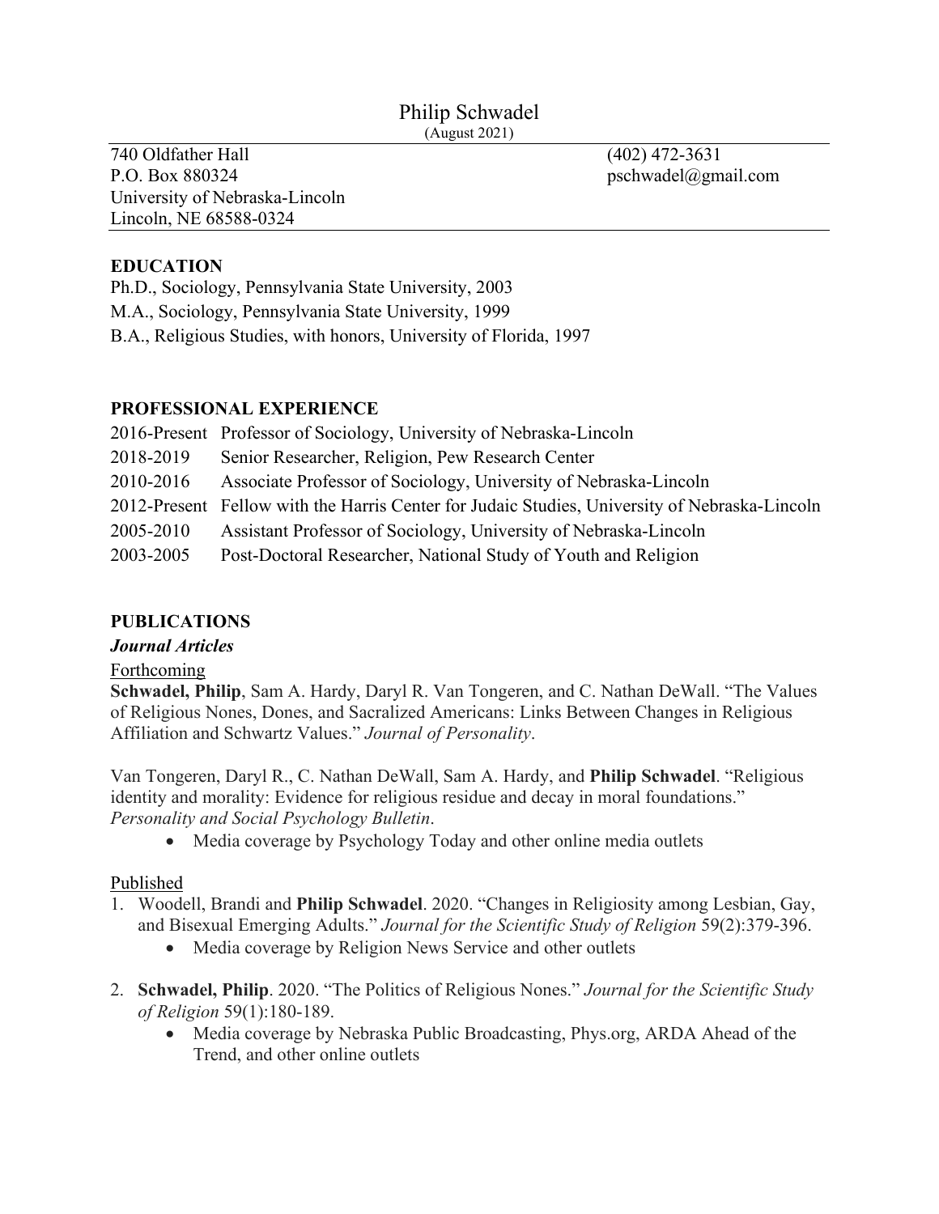# Philip Schwadel

(August 2021)

740 Oldfather Hall
P.O. Box 880324
University of Nebraska-Lincoln
Lincoln, NE 68588-0324

(402) 472-3631
pschwadel@gmail.com

## EDUCATION

Ph.D., Sociology, Pennsylvania State University, 2003
M.A., Sociology, Pennsylvania State University, 1999
B.A., Religious Studies, with honors, University of Florida, 1997

## PROFESSIONAL EXPERIENCE

2016-Present Professor of Sociology, University of Nebraska-Lincoln
2018-2019 Senior Researcher, Religion, Pew Research Center
2010-2016 Associate Professor of Sociology, University of Nebraska-Lincoln
2012-Present Fellow with the Harris Center for Judaic Studies, University of Nebraska-Lincoln
2005-2010 Assistant Professor of Sociology, University of Nebraska-Lincoln
2003-2005 Post-Doctoral Researcher, National Study of Youth and Religion

## PUBLICATIONS

### *Journal Articles*

Forthcoming

**Schwadel, Philip**, Sam A. Hardy, Daryl R. Van Tongeren, and C. Nathan DeWall. "The Values of Religious Nones, Dones, and Sacralized Americans: Links Between Changes in Religious Affiliation and Schwartz Values." *Journal of Personality*.

Van Tongeren, Daryl R., C. Nathan DeWall, Sam A. Hardy, and **Philip Schwadel**. "Religious identity and morality: Evidence for religious residue and decay in moral foundations." *Personality and Social Psychology Bulletin*.

- Media coverage by Psychology Today and other online media outlets

Published

1. Woodell, Brandi and **Philip Schwadel**. 2020. "Changes in Religiosity among Lesbian, Gay, and Bisexual Emerging Adults." *Journal for the Scientific Study of Religion* 59(2):379-396.
    - Media coverage by Religion News Service and other outlets

2. **Schwadel, Philip**. 2020. "The Politics of Religious Nones." *Journal for the Scientific Study of Religion* 59(1):180-189.
    - Media coverage by Nebraska Public Broadcasting, Phys.org, ARDA Ahead of the Trend, and other online outlets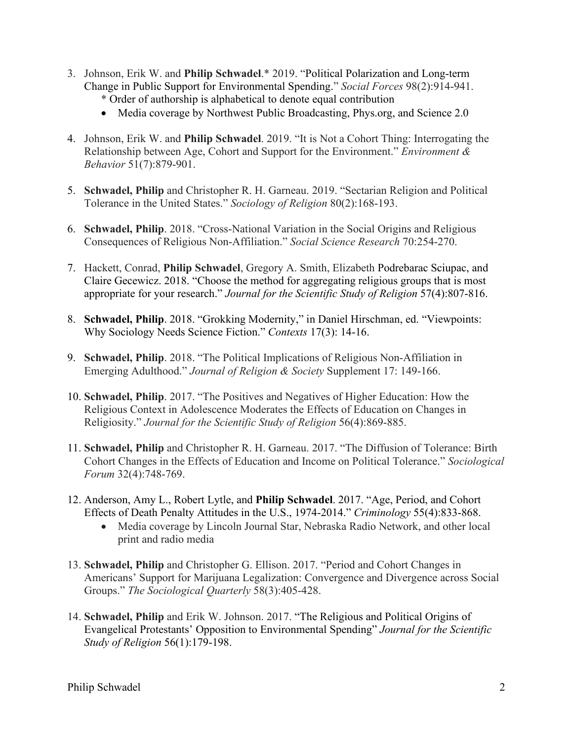3. Johnson, Erik W. and **Philip Schwadel**.* 2019. "Political Polarization and Long-term Change in Public Support for Environmental Spending." *Social Forces* 98(2):914-941.
   * Order of authorship is alphabetical to denote equal contribution
   - Media coverage by Northwest Public Broadcasting, Phys.org, and Science 2.0

4. Johnson, Erik W. and **Philip Schwadel**. 2019. "It is Not a Cohort Thing: Interrogating the Relationship between Age, Cohort and Support for the Environment." *Environment & Behavior* 51(7):879-901.

5. **Schwadel, Philip** and Christopher R. H. Garneau. 2019. "Sectarian Religion and Political Tolerance in the United States." *Sociology of Religion* 80(2):168-193.

6. **Schwadel, Philip**. 2018. "Cross-National Variation in the Social Origins and Religious Consequences of Religious Non-Affiliation." *Social Science Research* 70:254-270.

7. Hackett, Conrad, **Philip Schwadel**, Gregory A. Smith, Elizabeth Podrebarac Sciupac, and Claire Gecewicz. 2018. "Choose the method for aggregating religious groups that is most appropriate for your research." *Journal for the Scientific Study of Religion* 57(4):807-816.

8. **Schwadel, Philip**. 2018. "Grokking Modernity," in Daniel Hirschman, ed. "Viewpoints: Why Sociology Needs Science Fiction." *Contexts* 17(3): 14-16.

9. **Schwadel, Philip**. 2018. "The Political Implications of Religious Non-Affiliation in Emerging Adulthood." *Journal of Religion & Society* Supplement 17: 149-166.

10. **Schwadel, Philip**. 2017. "The Positives and Negatives of Higher Education: How the Religious Context in Adolescence Moderates the Effects of Education on Changes in Religiosity." *Journal for the Scientific Study of Religion* 56(4):869-885.

11. **Schwadel, Philip** and Christopher R. H. Garneau. 2017. "The Diffusion of Tolerance: Birth Cohort Changes in the Effects of Education and Income on Political Tolerance." *Sociological Forum* 32(4):748-769.

12. Anderson, Amy L., Robert Lytle, and **Philip Schwadel**. 2017. "Age, Period, and Cohort Effects of Death Penalty Attitudes in the U.S., 1974-2014." *Criminology* 55(4):833-868.
    - Media coverage by Lincoln Journal Star, Nebraska Radio Network, and other local print and radio media

13. **Schwadel, Philip** and Christopher G. Ellison. 2017. "Period and Cohort Changes in Americans' Support for Marijuana Legalization: Convergence and Divergence across Social Groups." *The Sociological Quarterly* 58(3):405-428.

14. **Schwadel, Philip** and Erik W. Johnson. 2017. "The Religious and Political Origins of Evangelical Protestants' Opposition to Environmental Spending" *Journal for the Scientific Study of Religion* 56(1):179-198.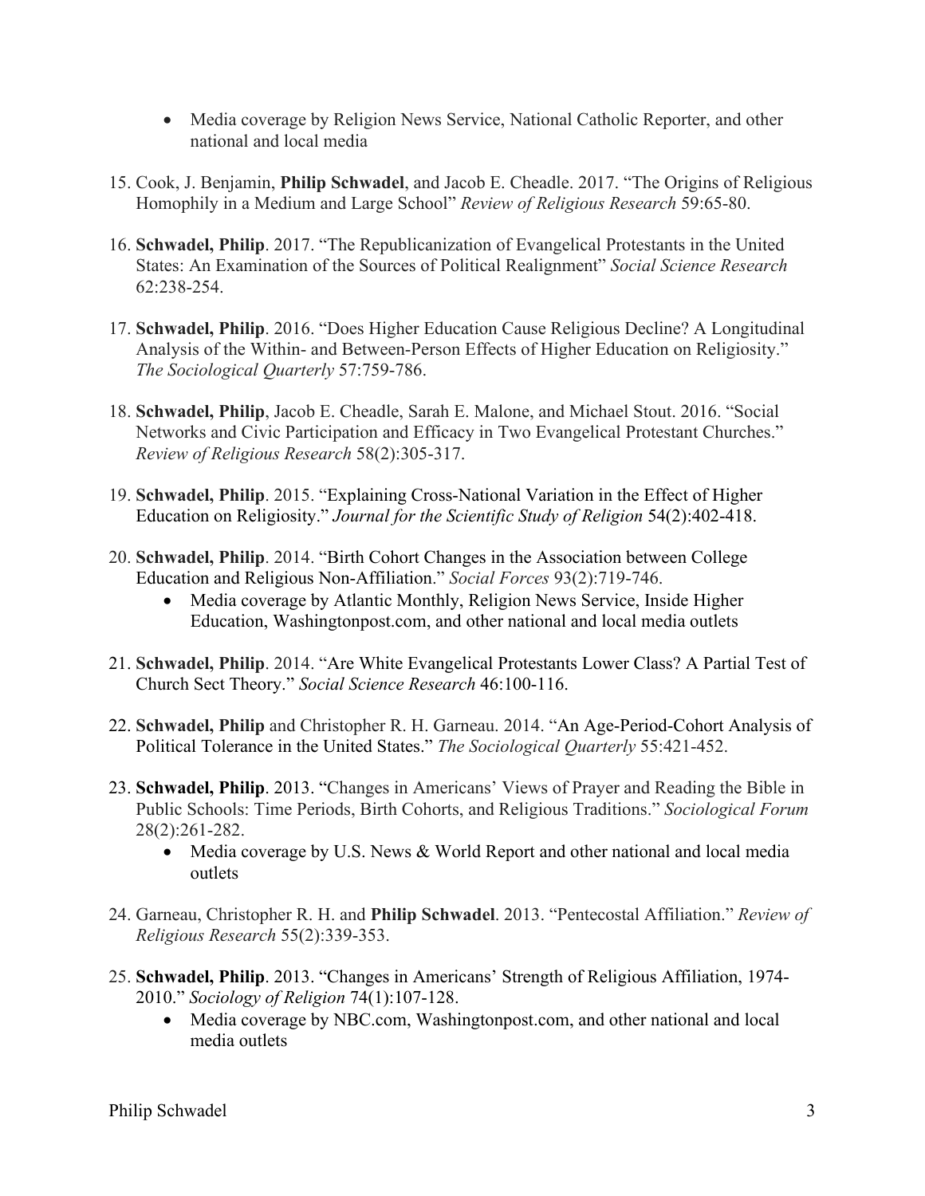- Media coverage by Religion News Service, National Catholic Reporter, and other national and local media

15. Cook, J. Benjamin, **Philip Schwadel**, and Jacob E. Cheadle. 2017. "The Origins of Religious Homophily in a Medium and Large School" *Review of Religious Research* 59:65-80.

16. **Schwadel, Philip**. 2017. "The Republicanization of Evangelical Protestants in the United States: An Examination of the Sources of Political Realignment" *Social Science Research* 62:238-254.

17. **Schwadel, Philip**. 2016. "Does Higher Education Cause Religious Decline? A Longitudinal Analysis of the Within- and Between-Person Effects of Higher Education on Religiosity." *The Sociological Quarterly* 57:759-786.

18. **Schwadel, Philip**, Jacob E. Cheadle, Sarah E. Malone, and Michael Stout. 2016. "Social Networks and Civic Participation and Efficacy in Two Evangelical Protestant Churches." *Review of Religious Research* 58(2):305-317.

19. **Schwadel, Philip**. 2015. "Explaining Cross-National Variation in the Effect of Higher Education on Religiosity." *Journal for the Scientific Study of Religion* 54(2):402-418.

20. **Schwadel, Philip**. 2014. "Birth Cohort Changes in the Association between College Education and Religious Non-Affiliation." *Social Forces* 93(2):719-746.
    - Media coverage by Atlantic Monthly, Religion News Service, Inside Higher Education, Washingtonpost.com, and other national and local media outlets

21. **Schwadel, Philip**. 2014. "Are White Evangelical Protestants Lower Class? A Partial Test of Church Sect Theory." *Social Science Research* 46:100-116.

22. **Schwadel, Philip** and Christopher R. H. Garneau. 2014. "An Age-Period-Cohort Analysis of Political Tolerance in the United States." *The Sociological Quarterly* 55:421-452.

23. **Schwadel, Philip**. 2013. "Changes in Americans' Views of Prayer and Reading the Bible in Public Schools: Time Periods, Birth Cohorts, and Religious Traditions." *Sociological Forum* 28(2):261-282.
    - Media coverage by U.S. News & World Report and other national and local media outlets

24. Garneau, Christopher R. H. and **Philip Schwadel**. 2013. "Pentecostal Affiliation." *Review of Religious Research* 55(2):339-353.

25. **Schwadel, Philip**. 2013. "Changes in Americans' Strength of Religious Affiliation, 1974-2010." *Sociology of Religion* 74(1):107-128.
    - Media coverage by NBC.com, Washingtonpost.com, and other national and local media outlets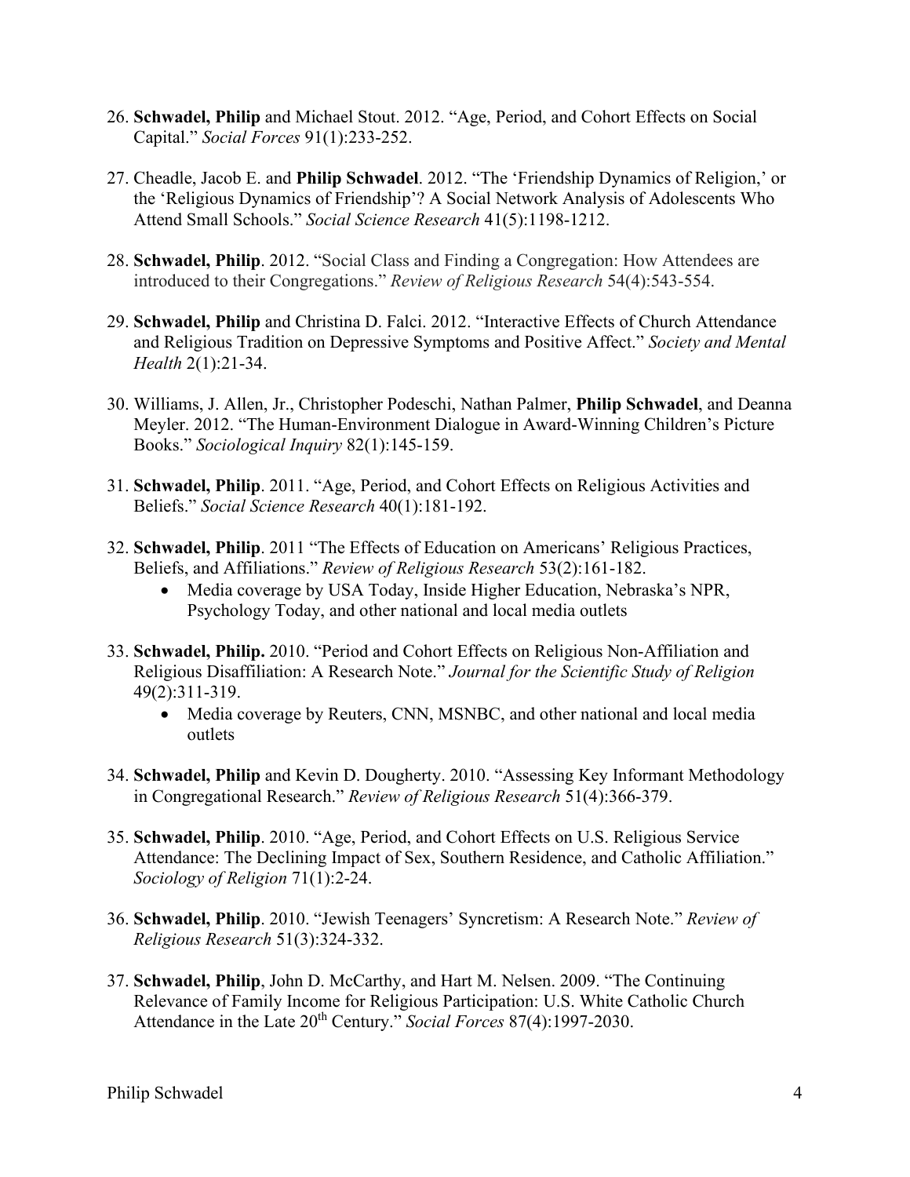26. **Schwadel, Philip** and Michael Stout. 2012. "Age, Period, and Cohort Effects on Social Capital." *Social Forces* 91(1):233-252.

27. Cheadle, Jacob E. and **Philip Schwadel**. 2012. "The 'Friendship Dynamics of Religion,' or the 'Religious Dynamics of Friendship'? A Social Network Analysis of Adolescents Who Attend Small Schools." *Social Science Research* 41(5):1198-1212.

28. **Schwadel, Philip**. 2012. "Social Class and Finding a Congregation: How Attendees are introduced to their Congregations." *Review of Religious Research* 54(4):543-554.

29. **Schwadel, Philip** and Christina D. Falci. 2012. "Interactive Effects of Church Attendance and Religious Tradition on Depressive Symptoms and Positive Affect." *Society and Mental Health* 2(1):21-34.

30. Williams, J. Allen, Jr., Christopher Podeschi, Nathan Palmer, **Philip Schwadel**, and Deanna Meyler. 2012. "The Human-Environment Dialogue in Award-Winning Children's Picture Books." *Sociological Inquiry* 82(1):145-159.

31. **Schwadel, Philip**. 2011. "Age, Period, and Cohort Effects on Religious Activities and Beliefs." *Social Science Research* 40(1):181-192.

32. **Schwadel, Philip**. 2011 "The Effects of Education on Americans' Religious Practices, Beliefs, and Affiliations." *Review of Religious Research* 53(2):161-182.
    - Media coverage by USA Today, Inside Higher Education, Nebraska's NPR, Psychology Today, and other national and local media outlets

33. **Schwadel, Philip.** 2010. "Period and Cohort Effects on Religious Non-Affiliation and Religious Disaffiliation: A Research Note." *Journal for the Scientific Study of Religion* 49(2):311-319.
    - Media coverage by Reuters, CNN, MSNBC, and other national and local media outlets

34. **Schwadel, Philip** and Kevin D. Dougherty. 2010. "Assessing Key Informant Methodology in Congregational Research." *Review of Religious Research* 51(4):366-379.

35. **Schwadel, Philip**. 2010. "Age, Period, and Cohort Effects on U.S. Religious Service Attendance: The Declining Impact of Sex, Southern Residence, and Catholic Affiliation." *Sociology of Religion* 71(1):2-24.

36. **Schwadel, Philip**. 2010. "Jewish Teenagers' Syncretism: A Research Note." *Review of Religious Research* 51(3):324-332.

37. **Schwadel, Philip**, John D. McCarthy, and Hart M. Nelsen. 2009. "The Continuing Relevance of Family Income for Religious Participation: U.S. White Catholic Church Attendance in the Late 20th Century." *Social Forces* 87(4):1997-2030.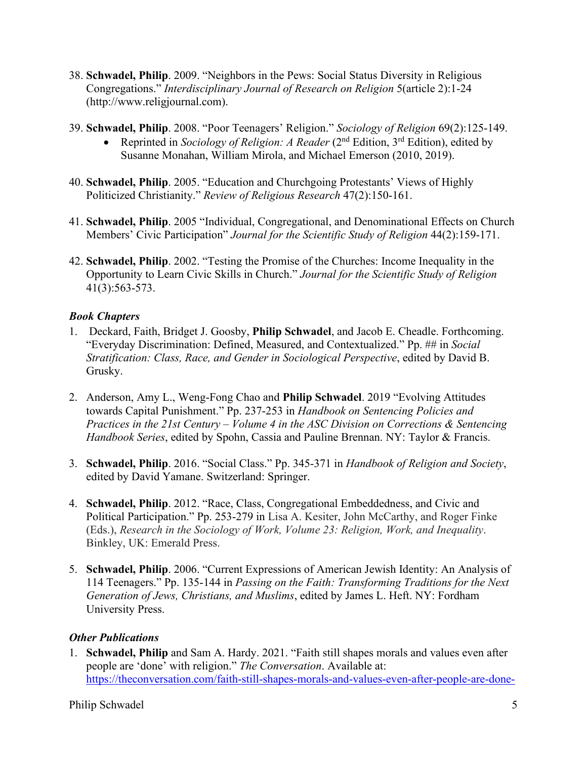38. **Schwadel, Philip**. 2009. "Neighbors in the Pews: Social Status Diversity in Religious Congregations." *Interdisciplinary Journal of Research on Religion* 5(article 2):1-24 (http://www.religjournal.com).

39. **Schwadel, Philip**. 2008. "Poor Teenagers' Religion." *Sociology of Religion* 69(2):125-149.
    - Reprinted in *Sociology of Religion: A Reader* (2nd Edition, 3rd Edition), edited by Susanne Monahan, William Mirola, and Michael Emerson (2010, 2019).

40. **Schwadel, Philip**. 2005. "Education and Churchgoing Protestants' Views of Highly Politicized Christianity." *Review of Religious Research* 47(2):150-161.

41. **Schwadel, Philip**. 2005 "Individual, Congregational, and Denominational Effects on Church Members' Civic Participation" *Journal for the Scientific Study of Religion* 44(2):159-171.

42. **Schwadel, Philip**. 2002. "Testing the Promise of the Churches: Income Inequality in the Opportunity to Learn Civic Skills in Church." *Journal for the Scientific Study of Religion* 41(3):563-573.

### *Book Chapters*

1. Deckard, Faith, Bridget J. Goosby, **Philip Schwadel**, and Jacob E. Cheadle. Forthcoming. "Everyday Discrimination: Defined, Measured, and Contextualized." Pp. ## in *Social Stratification: Class, Race, and Gender in Sociological Perspective*, edited by David B. Grusky.

2. Anderson, Amy L., Weng-Fong Chao and **Philip Schwadel**. 2019 "Evolving Attitudes towards Capital Punishment." Pp. 237-253 in *Handbook on Sentencing Policies and Practices in the 21st Century – Volume 4 in the ASC Division on Corrections & Sentencing Handbook Series*, edited by Spohn, Cassia and Pauline Brennan. NY: Taylor & Francis.

3. **Schwadel, Philip**. 2016. "Social Class." Pp. 345-371 in *Handbook of Religion and Society*, edited by David Yamane. Switzerland: Springer.

4. **Schwadel, Philip**. 2012. "Race, Class, Congregational Embeddedness, and Civic and Political Participation." Pp. 253-279 in Lisa A. Kesiter, John McCarthy, and Roger Finke (Eds.), *Research in the Sociology of Work, Volume 23: Religion, Work, and Inequality*. Binkley, UK: Emerald Press.

5. **Schwadel, Philip**. 2006. "Current Expressions of American Jewish Identity: An Analysis of 114 Teenagers." Pp. 135-144 in *Passing on the Faith: Transforming Traditions for the Next Generation of Jews, Christians, and Muslims*, edited by James L. Heft. NY: Fordham University Press.

### *Other Publications*

1. **Schwadel, Philip** and Sam A. Hardy. 2021. "Faith still shapes morals and values even after people are 'done' with religion." *The Conversation*. Available at: https://theconversation.com/faith-still-shapes-morals-and-values-even-after-people-are-done-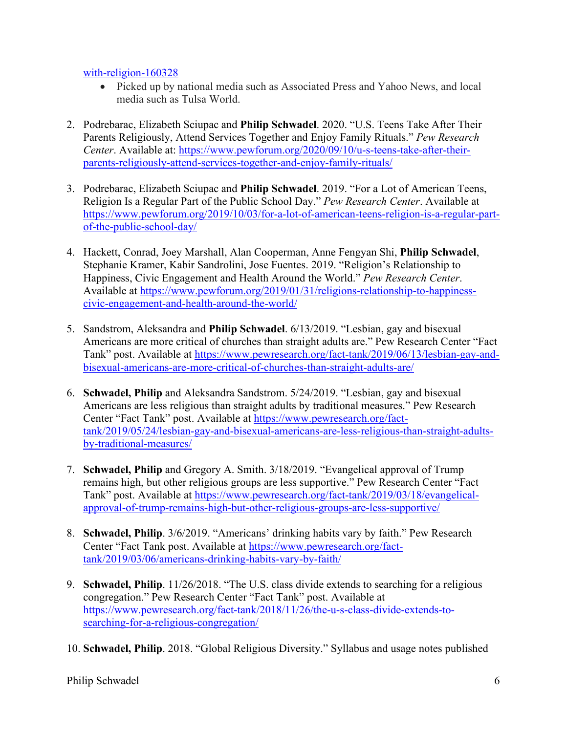with-religion-160328

- Picked up by national media such as Associated Press and Yahoo News, and local media such as Tulsa World.

2. Podrebarac, Elizabeth Sciupac and **Philip Schwadel**. 2020. "U.S. Teens Take After Their Parents Religiously, Attend Services Together and Enjoy Family Rituals." *Pew Research Center*. Available at: https://www.pewforum.org/2020/09/10/u-s-teens-take-after-their-parents-religiously-attend-services-together-and-enjoy-family-rituals/

3. Podrebarac, Elizabeth Sciupac and **Philip Schwadel**. 2019. "For a Lot of American Teens, Religion Is a Regular Part of the Public School Day." *Pew Research Center*. Available at https://www.pewforum.org/2019/10/03/for-a-lot-of-american-teens-religion-is-a-regular-part-of-the-public-school-day/

4. Hackett, Conrad, Joey Marshall, Alan Cooperman, Anne Fengyan Shi, **Philip Schwadel**, Stephanie Kramer, Kabir Sandrolini, Jose Fuentes. 2019. "Religion's Relationship to Happiness, Civic Engagement and Health Around the World." *Pew Research Center*. Available at https://www.pewforum.org/2019/01/31/religions-relationship-to-happiness-civic-engagement-and-health-around-the-world/

5. Sandstrom, Aleksandra and **Philip Schwadel**. 6/13/2019. "Lesbian, gay and bisexual Americans are more critical of churches than straight adults are." Pew Research Center "Fact Tank" post. Available at https://www.pewresearch.org/fact-tank/2019/06/13/lesbian-gay-and-bisexual-americans-are-more-critical-of-churches-than-straight-adults-are/

6. **Schwadel, Philip** and Aleksandra Sandstrom. 5/24/2019. "Lesbian, gay and bisexual Americans are less religious than straight adults by traditional measures." Pew Research Center "Fact Tank" post. Available at https://www.pewresearch.org/fact-tank/2019/05/24/lesbian-gay-and-bisexual-americans-are-less-religious-than-straight-adults-by-traditional-measures/

7. **Schwadel, Philip** and Gregory A. Smith. 3/18/2019. "Evangelical approval of Trump remains high, but other religious groups are less supportive." Pew Research Center "Fact Tank" post. Available at https://www.pewresearch.org/fact-tank/2019/03/18/evangelical-approval-of-trump-remains-high-but-other-religious-groups-are-less-supportive/

8. **Schwadel, Philip**. 3/6/2019. "Americans' drinking habits vary by faith." Pew Research Center "Fact Tank post. Available at https://www.pewresearch.org/fact-tank/2019/03/06/americans-drinking-habits-vary-by-faith/

9. **Schwadel, Philip**. 11/26/2018. "The U.S. class divide extends to searching for a religious congregation." Pew Research Center "Fact Tank" post. Available at https://www.pewresearch.org/fact-tank/2018/11/26/the-u-s-class-divide-extends-to-searching-for-a-religious-congregation/

10. **Schwadel, Philip**. 2018. "Global Religious Diversity." Syllabus and usage notes published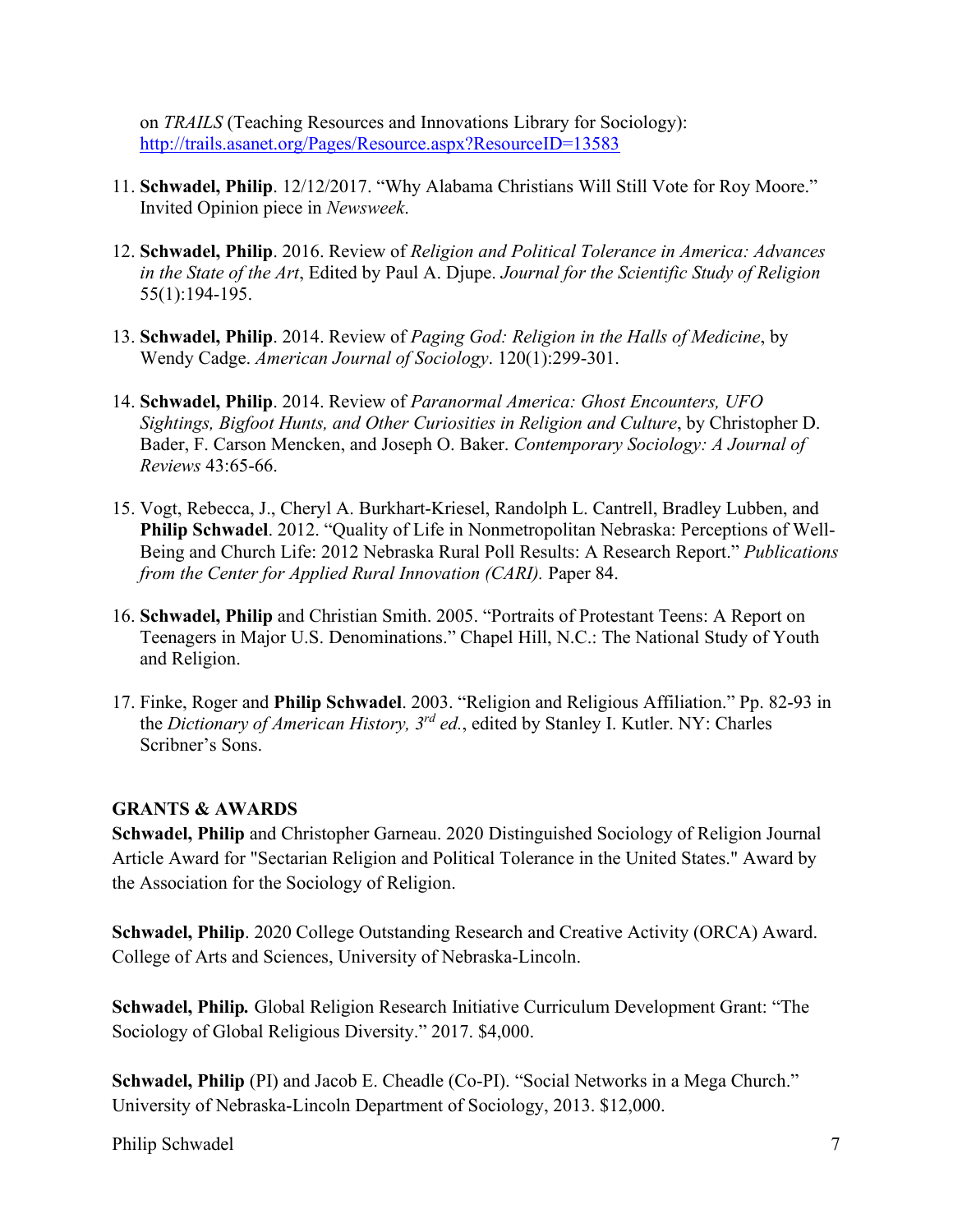on *TRAILS* (Teaching Resources and Innovations Library for Sociology): http://trails.asanet.org/Pages/Resource.aspx?ResourceID=13583

11. **Schwadel, Philip**. 12/12/2017. "Why Alabama Christians Will Still Vote for Roy Moore." Invited Opinion piece in *Newsweek*.

12. **Schwadel, Philip**. 2016. Review of *Religion and Political Tolerance in America: Advances in the State of the Art*, Edited by Paul A. Djupe. *Journal for the Scientific Study of Religion* 55(1):194-195.

13. **Schwadel, Philip**. 2014. Review of *Paging God: Religion in the Halls of Medicine*, by Wendy Cadge. *American Journal of Sociology*. 120(1):299-301.

14. **Schwadel, Philip**. 2014. Review of *Paranormal America: Ghost Encounters, UFO Sightings, Bigfoot Hunts, and Other Curiosities in Religion and Culture*, by Christopher D. Bader, F. Carson Mencken, and Joseph O. Baker. *Contemporary Sociology: A Journal of Reviews* 43:65-66.

15. Vogt, Rebecca, J., Cheryl A. Burkhart-Kriesel, Randolph L. Cantrell, Bradley Lubben, and **Philip Schwadel**. 2012. "Quality of Life in Nonmetropolitan Nebraska: Perceptions of Well-Being and Church Life: 2012 Nebraska Rural Poll Results: A Research Report." *Publications from the Center for Applied Rural Innovation (CARI).* Paper 84.

16. **Schwadel, Philip** and Christian Smith. 2005. "Portraits of Protestant Teens: A Report on Teenagers in Major U.S. Denominations." Chapel Hill, N.C.: The National Study of Youth and Religion.

17. Finke, Roger and **Philip Schwadel**. 2003. "Religion and Religious Affiliation." Pp. 82-93 in the *Dictionary of American History, 3rd ed.*, edited by Stanley I. Kutler. NY: Charles Scribner's Sons.

**GRANTS & AWARDS**

**Schwadel, Philip** and Christopher Garneau. 2020 Distinguished Sociology of Religion Journal Article Award for "Sectarian Religion and Political Tolerance in the United States." Award by the Association for the Sociology of Religion.

**Schwadel, Philip**. 2020 College Outstanding Research and Creative Activity (ORCA) Award. College of Arts and Sciences, University of Nebraska-Lincoln.

**Schwadel, Philip.** Global Religion Research Initiative Curriculum Development Grant: "The Sociology of Global Religious Diversity." 2017. $4,000.

**Schwadel, Philip** (PI) and Jacob E. Cheadle (Co-PI). "Social Networks in a Mega Church." University of Nebraska-Lincoln Department of Sociology, 2013. $12,000.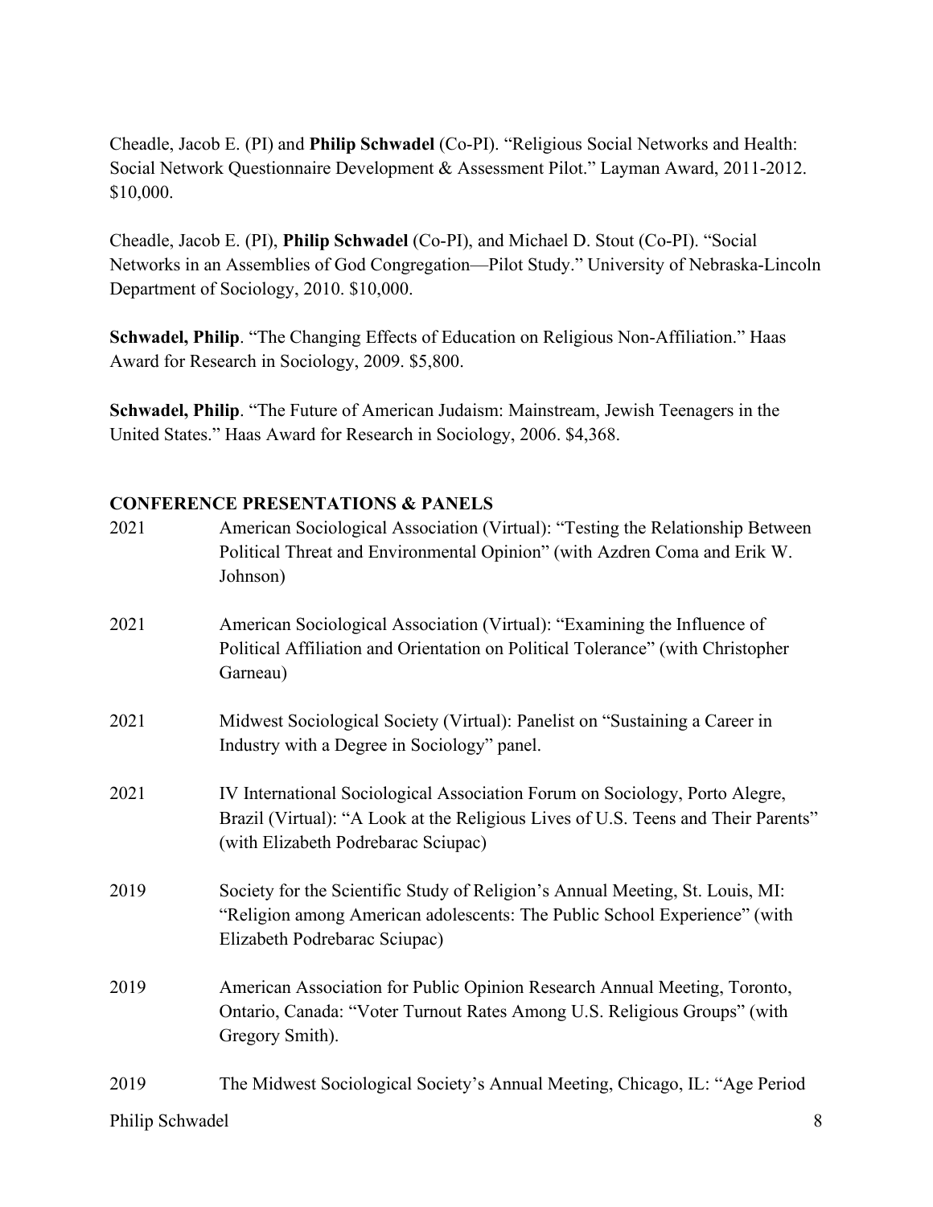Cheadle, Jacob E. (PI) and **Philip Schwadel** (Co-PI). "Religious Social Networks and Health: Social Network Questionnaire Development & Assessment Pilot." Layman Award, 2011-2012. $10,000.

Cheadle, Jacob E. (PI), **Philip Schwadel** (Co-PI), and Michael D. Stout (Co-PI). "Social Networks in an Assemblies of God Congregation—Pilot Study." University of Nebraska-Lincoln Department of Sociology, 2010. $10,000.

**Schwadel, Philip**. "The Changing Effects of Education on Religious Non-Affiliation." Haas Award for Research in Sociology, 2009. $5,800.

**Schwadel, Philip**. "The Future of American Judaism: Mainstream, Jewish Teenagers in the United States." Haas Award for Research in Sociology, 2006. $4,368.

## CONFERENCE PRESENTATIONS & PANELS

2021 American Sociological Association (Virtual): "Testing the Relationship Between Political Threat and Environmental Opinion" (with Azdren Coma and Erik W. Johnson)

2021 American Sociological Association (Virtual): "Examining the Influence of Political Affiliation and Orientation on Political Tolerance" (with Christopher Garneau)

2021 Midwest Sociological Society (Virtual): Panelist on "Sustaining a Career in Industry with a Degree in Sociology" panel.

2021 IV International Sociological Association Forum on Sociology, Porto Alegre, Brazil (Virtual): "A Look at the Religious Lives of U.S. Teens and Their Parents" (with Elizabeth Podrebarac Sciupac)

2019 Society for the Scientific Study of Religion's Annual Meeting, St. Louis, MI: "Religion among American adolescents: The Public School Experience" (with Elizabeth Podrebarac Sciupac)

2019 American Association for Public Opinion Research Annual Meeting, Toronto, Ontario, Canada: "Voter Turnout Rates Among U.S. Religious Groups" (with Gregory Smith).

2019 The Midwest Sociological Society's Annual Meeting, Chicago, IL: "Age Period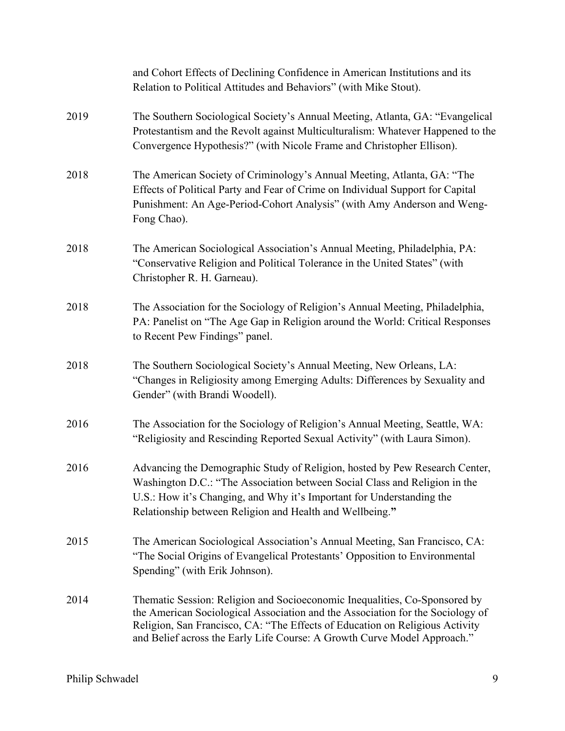and Cohort Effects of Declining Confidence in American Institutions and its Relation to Political Attitudes and Behaviors" (with Mike Stout).

2019 The Southern Sociological Society's Annual Meeting, Atlanta, GA: "Evangelical Protestantism and the Revolt against Multiculturalism: Whatever Happened to the Convergence Hypothesis?" (with Nicole Frame and Christopher Ellison).

2018 The American Society of Criminology's Annual Meeting, Atlanta, GA: "The Effects of Political Party and Fear of Crime on Individual Support for Capital Punishment: An Age-Period-Cohort Analysis" (with Amy Anderson and Weng-Fong Chao).

2018 The American Sociological Association's Annual Meeting, Philadelphia, PA: "Conservative Religion and Political Tolerance in the United States" (with Christopher R. H. Garneau).

2018 The Association for the Sociology of Religion's Annual Meeting, Philadelphia, PA: Panelist on "The Age Gap in Religion around the World: Critical Responses to Recent Pew Findings" panel.

2018 The Southern Sociological Society's Annual Meeting, New Orleans, LA: "Changes in Religiosity among Emerging Adults: Differences by Sexuality and Gender" (with Brandi Woodell).

2016 The Association for the Sociology of Religion's Annual Meeting, Seattle, WA: "Religiosity and Rescinding Reported Sexual Activity" (with Laura Simon).

2016 Advancing the Demographic Study of Religion, hosted by Pew Research Center, Washington D.C.: "The Association between Social Class and Religion in the U.S.: How it's Changing, and Why it's Important for Understanding the Relationship between Religion and Health and Wellbeing."

2015 The American Sociological Association's Annual Meeting, San Francisco, CA: "The Social Origins of Evangelical Protestants' Opposition to Environmental Spending" (with Erik Johnson).

2014 Thematic Session: Religion and Socioeconomic Inequalities, Co-Sponsored by the American Sociological Association and the Association for the Sociology of Religion, San Francisco, CA: "The Effects of Education on Religious Activity and Belief across the Early Life Course: A Growth Curve Model Approach."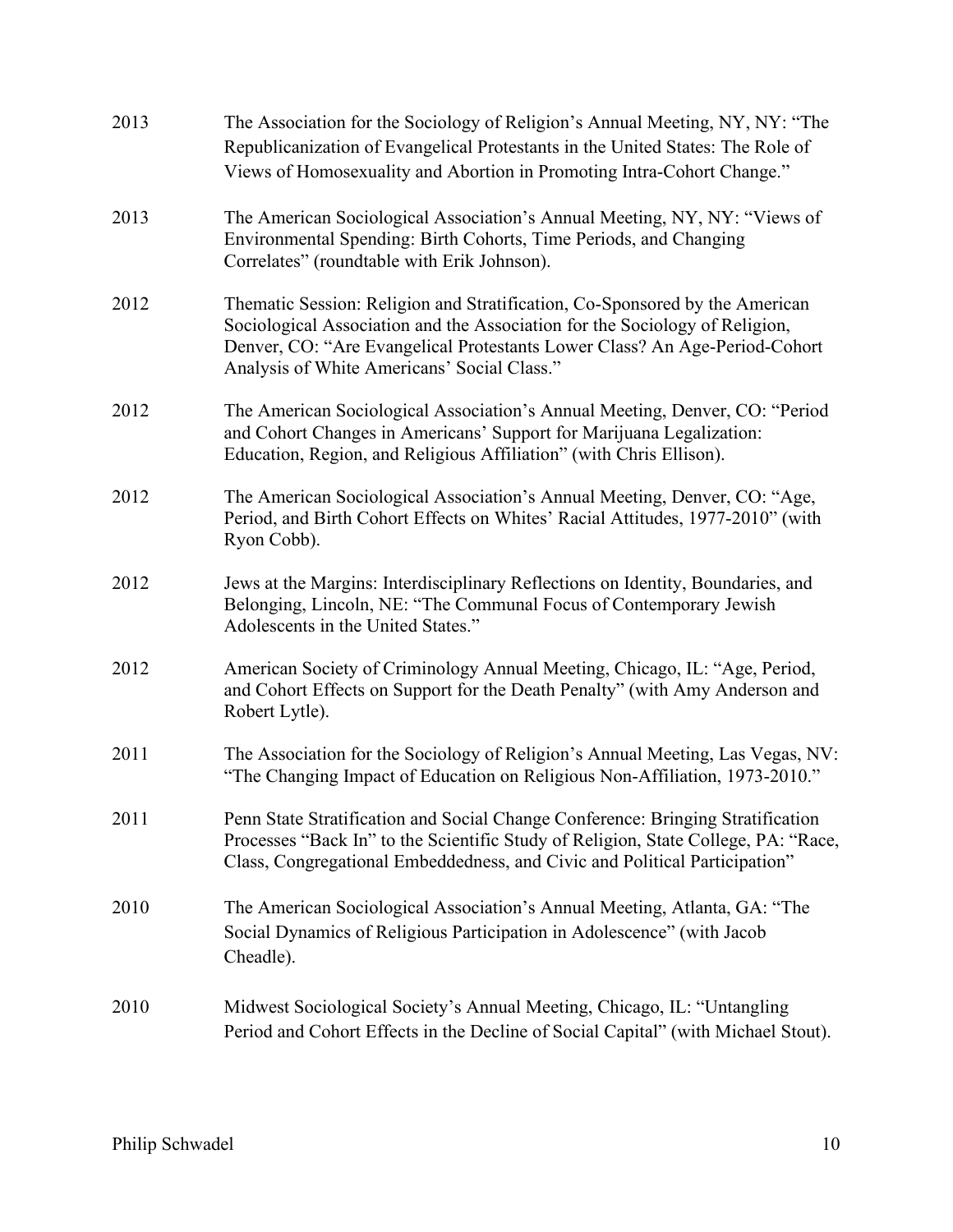2013 The Association for the Sociology of Religion's Annual Meeting, NY, NY: "The Republicanization of Evangelical Protestants in the United States: The Role of Views of Homosexuality and Abortion in Promoting Intra-Cohort Change."

2013 The American Sociological Association's Annual Meeting, NY, NY: "Views of Environmental Spending: Birth Cohorts, Time Periods, and Changing Correlates" (roundtable with Erik Johnson).

2012 Thematic Session: Religion and Stratification, Co-Sponsored by the American Sociological Association and the Association for the Sociology of Religion, Denver, CO: "Are Evangelical Protestants Lower Class? An Age-Period-Cohort Analysis of White Americans' Social Class."

2012 The American Sociological Association's Annual Meeting, Denver, CO: "Period and Cohort Changes in Americans' Support for Marijuana Legalization: Education, Region, and Religious Affiliation" (with Chris Ellison).

2012 The American Sociological Association's Annual Meeting, Denver, CO: "Age, Period, and Birth Cohort Effects on Whites' Racial Attitudes, 1977-2010" (with Ryon Cobb).

2012 Jews at the Margins: Interdisciplinary Reflections on Identity, Boundaries, and Belonging, Lincoln, NE: "The Communal Focus of Contemporary Jewish Adolescents in the United States."

2012 American Society of Criminology Annual Meeting, Chicago, IL: "Age, Period, and Cohort Effects on Support for the Death Penalty" (with Amy Anderson and Robert Lytle).

2011 The Association for the Sociology of Religion's Annual Meeting, Las Vegas, NV: "The Changing Impact of Education on Religious Non-Affiliation, 1973-2010."

2011 Penn State Stratification and Social Change Conference: Bringing Stratification Processes "Back In" to the Scientific Study of Religion, State College, PA: "Race, Class, Congregational Embeddedness, and Civic and Political Participation"

2010 The American Sociological Association's Annual Meeting, Atlanta, GA: "The Social Dynamics of Religious Participation in Adolescence" (with Jacob Cheadle).

2010 Midwest Sociological Society's Annual Meeting, Chicago, IL: "Untangling Period and Cohort Effects in the Decline of Social Capital" (with Michael Stout).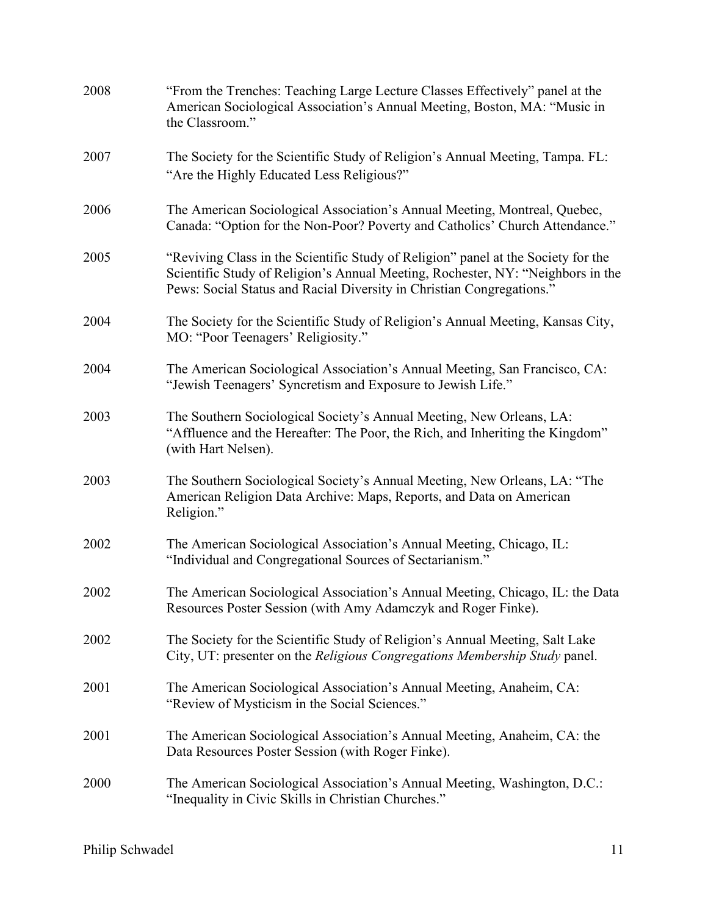2008 "From the Trenches: Teaching Large Lecture Classes Effectively" panel at the American Sociological Association's Annual Meeting, Boston, MA: "Music in the Classroom."

2007 The Society for the Scientific Study of Religion's Annual Meeting, Tampa. FL: "Are the Highly Educated Less Religious?"

2006 The American Sociological Association's Annual Meeting, Montreal, Quebec, Canada: "Option for the Non-Poor? Poverty and Catholics' Church Attendance."

2005 "Reviving Class in the Scientific Study of Religion" panel at the Society for the Scientific Study of Religion's Annual Meeting, Rochester, NY: "Neighbors in the Pews: Social Status and Racial Diversity in Christian Congregations."

2004 The Society for the Scientific Study of Religion's Annual Meeting, Kansas City, MO: "Poor Teenagers' Religiosity."

2004 The American Sociological Association's Annual Meeting, San Francisco, CA: "Jewish Teenagers' Syncretism and Exposure to Jewish Life."

2003 The Southern Sociological Society's Annual Meeting, New Orleans, LA: "Affluence and the Hereafter: The Poor, the Rich, and Inheriting the Kingdom" (with Hart Nelsen).

2003 The Southern Sociological Society's Annual Meeting, New Orleans, LA: "The American Religion Data Archive: Maps, Reports, and Data on American Religion."

2002 The American Sociological Association's Annual Meeting, Chicago, IL: "Individual and Congregational Sources of Sectarianism."

2002 The American Sociological Association's Annual Meeting, Chicago, IL: the Data Resources Poster Session (with Amy Adamczyk and Roger Finke).

2002 The Society for the Scientific Study of Religion's Annual Meeting, Salt Lake City, UT: presenter on the *Religious Congregations Membership Study* panel.

2001 The American Sociological Association's Annual Meeting, Anaheim, CA: "Review of Mysticism in the Social Sciences."

2001 The American Sociological Association's Annual Meeting, Anaheim, CA: the Data Resources Poster Session (with Roger Finke).

2000 The American Sociological Association's Annual Meeting, Washington, D.C.: "Inequality in Civic Skills in Christian Churches."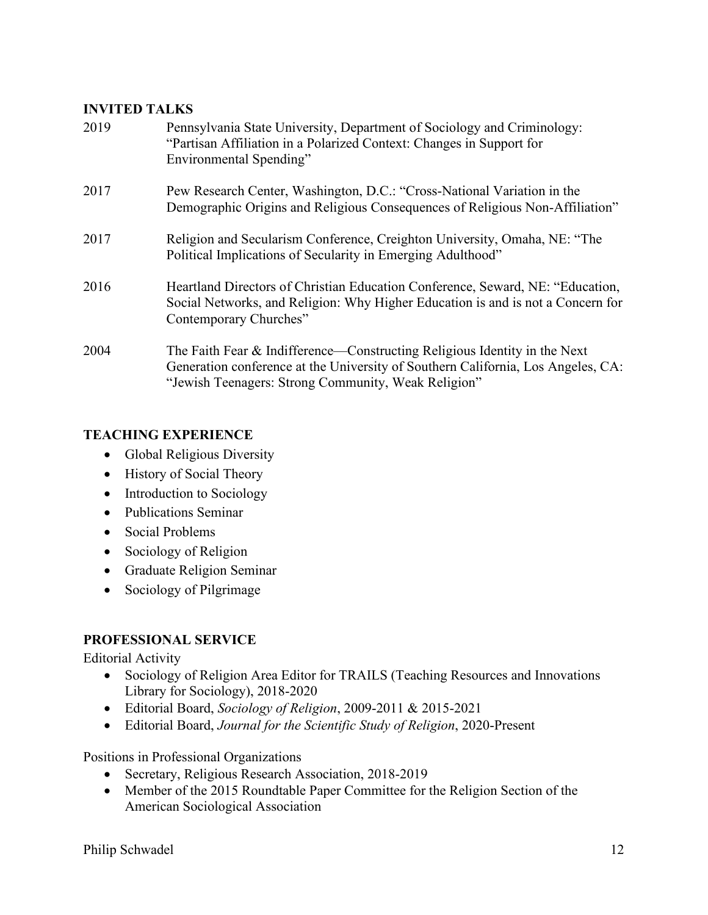## INVITED TALKS

2019 Pennsylvania State University, Department of Sociology and Criminology: "Partisan Affiliation in a Polarized Context: Changes in Support for Environmental Spending"

2017 Pew Research Center, Washington, D.C.: "Cross-National Variation in the Demographic Origins and Religious Consequences of Religious Non-Affiliation"

2017 Religion and Secularism Conference, Creighton University, Omaha, NE: "The Political Implications of Secularity in Emerging Adulthood"

2016 Heartland Directors of Christian Education Conference, Seward, NE: "Education, Social Networks, and Religion: Why Higher Education is and is not a Concern for Contemporary Churches"

2004 The Faith Fear & Indifference—Constructing Religious Identity in the Next Generation conference at the University of Southern California, Los Angeles, CA: "Jewish Teenagers: Strong Community, Weak Religion"

## TEACHING EXPERIENCE

- Global Religious Diversity
- History of Social Theory
- Introduction to Sociology
- Publications Seminar
- Social Problems
- Sociology of Religion
- Graduate Religion Seminar
- Sociology of Pilgrimage

## PROFESSIONAL SERVICE

Editorial Activity

- Sociology of Religion Area Editor for TRAILS (Teaching Resources and Innovations Library for Sociology), 2018-2020
- Editorial Board, *Sociology of Religion*, 2009-2011 & 2015-2021
- Editorial Board, *Journal for the Scientific Study of Religion*, 2020-Present

Positions in Professional Organizations

- Secretary, Religious Research Association, 2018-2019
- Member of the 2015 Roundtable Paper Committee for the Religion Section of the American Sociological Association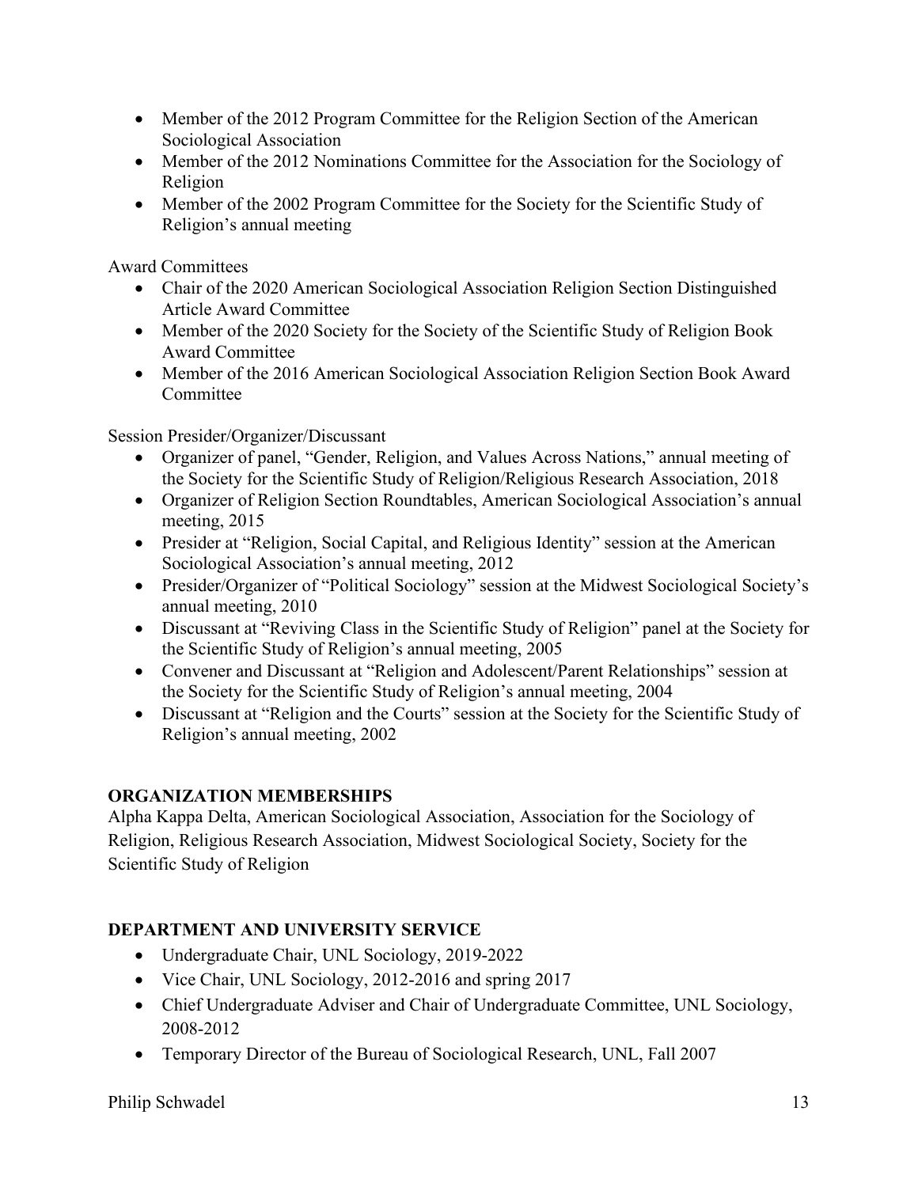- Member of the 2012 Program Committee for the Religion Section of the American Sociological Association
- Member of the 2012 Nominations Committee for the Association for the Sociology of Religion
- Member of the 2002 Program Committee for the Society for the Scientific Study of Religion's annual meeting

Award Committees

- Chair of the 2020 American Sociological Association Religion Section Distinguished Article Award Committee
- Member of the 2020 Society for the Society of the Scientific Study of Religion Book Award Committee
- Member of the 2016 American Sociological Association Religion Section Book Award Committee

Session Presider/Organizer/Discussant

- Organizer of panel, "Gender, Religion, and Values Across Nations," annual meeting of the Society for the Scientific Study of Religion/Religious Research Association, 2018
- Organizer of Religion Section Roundtables, American Sociological Association's annual meeting, 2015
- Presider at "Religion, Social Capital, and Religious Identity" session at the American Sociological Association's annual meeting, 2012
- Presider/Organizer of "Political Sociology" session at the Midwest Sociological Society's annual meeting, 2010
- Discussant at "Reviving Class in the Scientific Study of Religion" panel at the Society for the Scientific Study of Religion's annual meeting, 2005
- Convener and Discussant at "Religion and Adolescent/Parent Relationships" session at the Society for the Scientific Study of Religion's annual meeting, 2004
- Discussant at "Religion and the Courts" session at the Society for the Scientific Study of Religion's annual meeting, 2002

## ORGANIZATION MEMBERSHIPS

Alpha Kappa Delta, American Sociological Association, Association for the Sociology of Religion, Religious Research Association, Midwest Sociological Society, Society for the Scientific Study of Religion

## DEPARTMENT AND UNIVERSITY SERVICE

- Undergraduate Chair, UNL Sociology, 2019-2022
- Vice Chair, UNL Sociology, 2012-2016 and spring 2017
- Chief Undergraduate Adviser and Chair of Undergraduate Committee, UNL Sociology, 2008-2012
- Temporary Director of the Bureau of Sociological Research, UNL, Fall 2007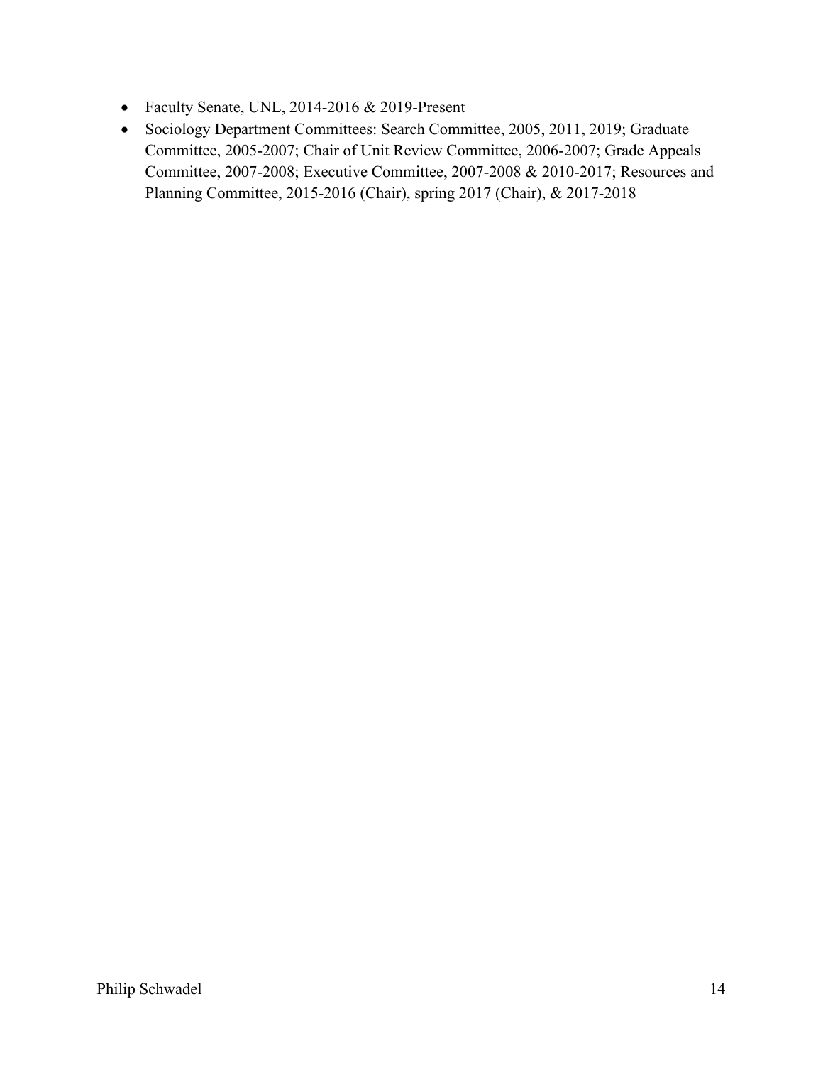- Faculty Senate, UNL, 2014-2016 & 2019-Present
- Sociology Department Committees: Search Committee, 2005, 2011, 2019; Graduate Committee, 2005-2007; Chair of Unit Review Committee, 2006-2007; Grade Appeals Committee, 2007-2008; Executive Committee, 2007-2008 & 2010-2017; Resources and Planning Committee, 2015-2016 (Chair), spring 2017 (Chair), & 2017-2018